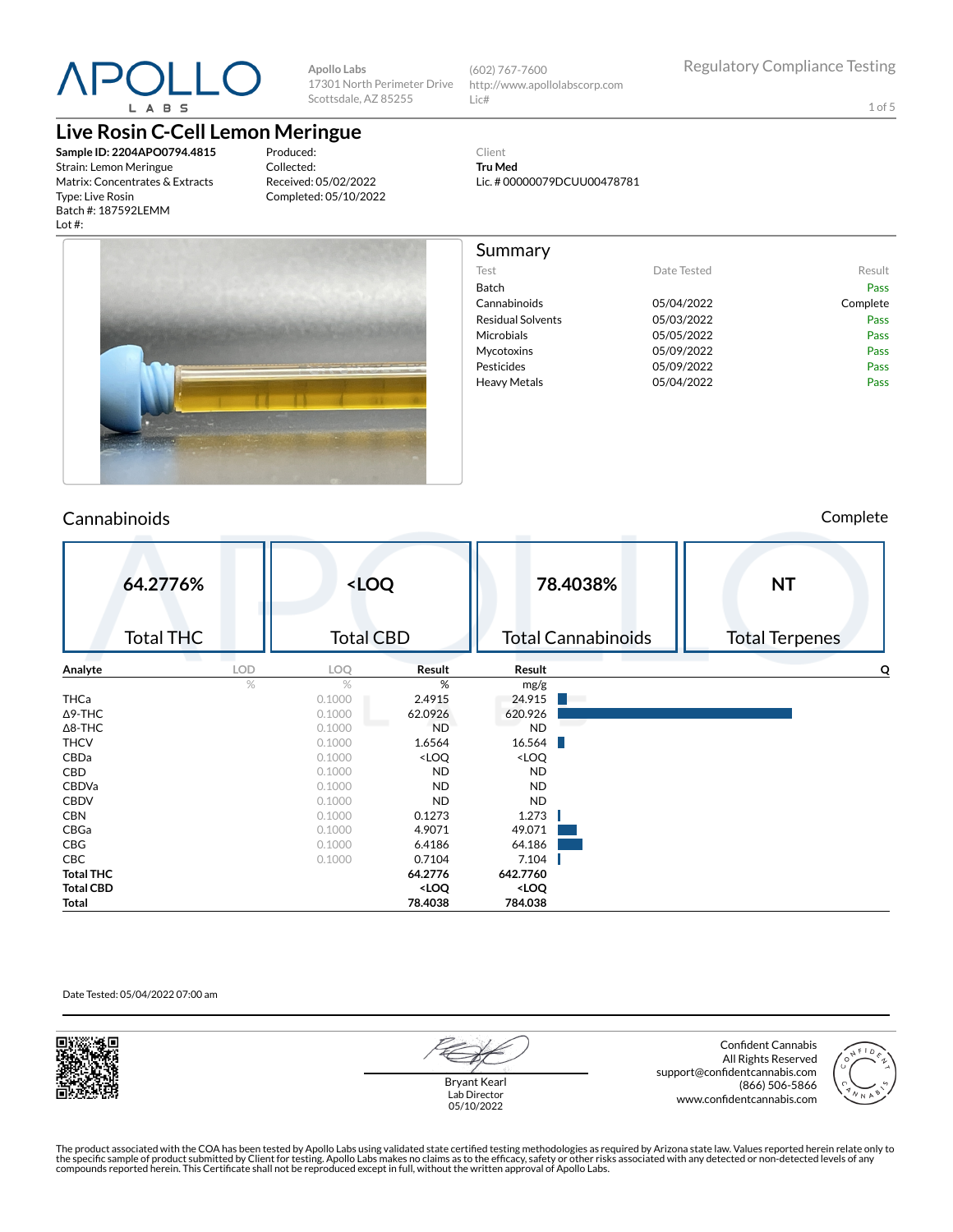**Apollo Labs**
17301 North Perimeter Drive
Scottsdale, AZ 85255

(602) 767-7600
http://www.apollolabscorp.com
Lic#

Regulatory Compliance Testing

# Live Rosin C-Cell Lemon Meringue

**Sample ID: 2204APO0794.4815**
Strain: Lemon Meringue
Matrix: Concentrates & Extracts
Type: Live Rosin
Batch #: 187592LEMM
Lot #:

Produced:
Collected:
Received: 05/02/2022
Completed: 05/10/2022

Client
**Tru Med**
Lic. # 00000079DCUU00478781

## Summary

| Test | Date Tested | Result |
|---|---|---|
| Batch | | Pass |
| Cannabinoids | 05/04/2022 | Complete |
| Residual Solvents | 05/03/2022 | Pass |
| Microbials | 05/05/2022 | Pass |
| Mycotoxins | 05/09/2022 | Pass |
| Pesticides | 05/09/2022 | Pass |
| Heavy Metals | 05/04/2022 | Pass |

## Cannabinoids

Complete

| 64.2776% | <LOQ | 78.4038% | NT |
|---|---|---|---|
| Total THC | Total CBD | Total Cannabinoids | Total Terpenes |

| Analyte | LOD | LOQ | Result | Result | Q |
|---|---|---|---|---|---|
| | % | % | % | mg/g | |
| THCa | | 0.1000 | 2.4915 | 24.915 | |
| Δ9-THC | | 0.1000 | 62.0926 | 620.926 | |
| Δ8-THC | | 0.1000 | ND | ND | |
| THCV | | 0.1000 | 1.6564 | 16.564 | |
| CBDa | | 0.1000 | <LOQ | <LOQ | |
| CBD | | 0.1000 | ND | ND | |
| CBDVa | | 0.1000 | ND | ND | |
| CBDV | | 0.1000 | ND | ND | |
| CBN | | 0.1000 | 0.1273 | 1.273 | |
| CBGa | | 0.1000 | 4.9071 | 49.071 | |
| CBG | | 0.1000 | 6.4186 | 64.186 | |
| CBC | | 0.1000 | 0.7104 | 7.104 | |
| **Total THC** | | | **64.2776** | **642.7760** | |
| **Total CBD** | | | **<LOQ** | **<LOQ** | |
| **Total** | | | **78.4038** | **784.038** | |

Date Tested: 05/04/2022 07:00 am

Bryant Kearl
Lab Director
05/10/2022

Confident Cannabis
All Rights Reserved
support@confidentcannabis.com
(866) 506-5866
www.confidentcannabis.com

The product associated with the COA has been tested by Apollo Labs using validated state certified testing methodologies as required by Arizona state law. Values reported herein relate only to the specific sample of product submitted by Client for testing. Apollo Labs makes no claims as to the efficacy, safety or other risks associated with any detected or non-detected levels of any compounds reported herein. This Certificate shall not be reproduced except in full, without the written approval of Apollo Labs.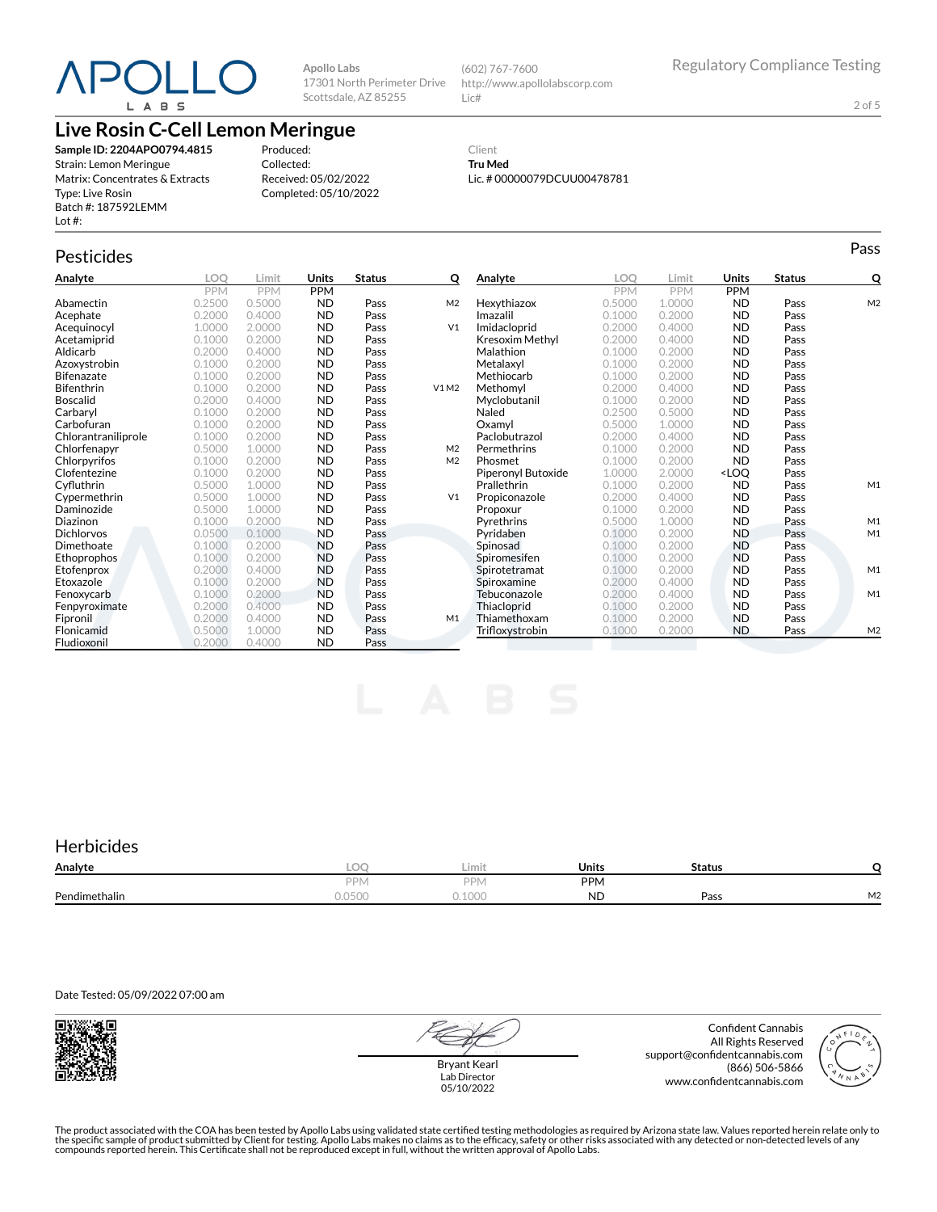# APOLLO LABS

Apollo Labs
17301 North Perimeter Drive
Scottsdale, AZ 85255

(602) 767-7600
http://www.apollolabscorp.com
Lic#

Regulatory Compliance Testing

## Live Rosin C-Cell Lemon Meringue

**Sample ID: 2204APO0794.4815**
Strain: Lemon Meringue
Matrix: Concentrates & Extracts
Type: Live Rosin
Batch #: 187592LEMM
Lot #:

Produced:
Collected:
Received: 05/02/2022
Completed: 05/10/2022

Client
**Tru Med**
Lic. # 00000079DCUU00478781

## Pesticides

Pass

| Analyte | LOQ | Limit | Units | Status | Q |
|---|---|---|---|---|---|
| | PPM | PPM | PPM | | |
| Abamectin | 0.2500 | 0.5000 | ND | Pass | M2 |
| Acephate | 0.2000 | 0.4000 | ND | Pass | |
| Acequinocyl | 1.0000 | 2.0000 | ND | Pass | V1 |
| Acetamiprid | 0.1000 | 0.2000 | ND | Pass | |
| Aldicarb | 0.2000 | 0.4000 | ND | Pass | |
| Azoxystrobin | 0.1000 | 0.2000 | ND | Pass | |
| Bifenazate | 0.1000 | 0.2000 | ND | Pass | |
| Bifenthrin | 0.1000 | 0.2000 | ND | Pass | V1 M2 |
| Boscalid | 0.2000 | 0.4000 | ND | Pass | |
| Carbaryl | 0.1000 | 0.2000 | ND | Pass | |
| Carbofuran | 0.1000 | 0.2000 | ND | Pass | |
| Chlorantraniliprole | 0.1000 | 0.2000 | ND | Pass | |
| Chlorfenapyr | 0.5000 | 1.0000 | ND | Pass | M2 |
| Chlorpyrifos | 0.1000 | 0.2000 | ND | Pass | M2 |
| Clofentezine | 0.1000 | 0.2000 | ND | Pass | |
| Cyfluthrin | 0.5000 | 1.0000 | ND | Pass | |
| Cypermethrin | 0.5000 | 1.0000 | ND | Pass | V1 |
| Daminozide | 0.5000 | 1.0000 | ND | Pass | |
| Diazinon | 0.1000 | 0.2000 | ND | Pass | |
| Dichlorvos | 0.0500 | 0.1000 | ND | Pass | |
| Dimethoate | 0.1000 | 0.2000 | ND | Pass | |
| Ethoprophos | 0.1000 | 0.2000 | ND | Pass | |
| Etofenprox | 0.2000 | 0.4000 | ND | Pass | |
| Etoxazole | 0.1000 | 0.2000 | ND | Pass | |
| Fenoxycarb | 0.1000 | 0.2000 | ND | Pass | |
| Fenpyroximate | 0.2000 | 0.4000 | ND | Pass | |
| Fipronil | 0.2000 | 0.4000 | ND | Pass | M1 |
| Flonicamid | 0.5000 | 1.0000 | ND | Pass | |
| Fludioxonil | 0.2000 | 0.4000 | ND | Pass | |
| Hexythiazox | 0.5000 | 1.0000 | ND | Pass | M2 |
| Imazalil | 0.1000 | 0.2000 | ND | Pass | |
| Imidacloprid | 0.2000 | 0.4000 | ND | Pass | |
| Kresoxim Methyl | 0.2000 | 0.4000 | ND | Pass | |
| Malathion | 0.1000 | 0.2000 | ND | Pass | |
| Metalaxyl | 0.1000 | 0.2000 | ND | Pass | |
| Methiocarb | 0.1000 | 0.2000 | ND | Pass | |
| Methomyl | 0.2000 | 0.4000 | ND | Pass | |
| Myclobutanil | 0.1000 | 0.2000 | ND | Pass | |
| Naled | 0.2500 | 0.5000 | ND | Pass | |
| Oxamyl | 0.5000 | 1.0000 | ND | Pass | |
| Paclobutrazol | 0.2000 | 0.4000 | ND | Pass | |
| Permethrins | 0.1000 | 0.2000 | ND | Pass | |
| Phosmet | 0.1000 | 0.2000 | ND | Pass | |
| Piperonyl Butoxide | 1.0000 | 2.0000 | <LOQ | Pass | |
| Prallethrin | 0.1000 | 0.2000 | ND | Pass | M1 |
| Propiconazole | 0.2000 | 0.4000 | ND | Pass | |
| Propoxur | 0.1000 | 0.2000 | ND | Pass | |
| Pyrethrins | 0.5000 | 1.0000 | ND | Pass | M1 |
| Pyridaben | 0.1000 | 0.2000 | ND | Pass | M1 |
| Spinosad | 0.1000 | 0.2000 | ND | Pass | |
| Spiromesifen | 0.1000 | 0.2000 | ND | Pass | |
| Spirotetramat | 0.1000 | 0.2000 | ND | Pass | M1 |
| Spiroxamine | 0.2000 | 0.4000 | ND | Pass | |
| Tebuconazole | 0.2000 | 0.4000 | ND | Pass | M1 |
| Thiacloprid | 0.1000 | 0.2000 | ND | Pass | |
| Thiamethoxam | 0.1000 | 0.2000 | ND | Pass | |
| Trifloxystrobin | 0.1000 | 0.2000 | ND | Pass | M2 |

## Herbicides

| Analyte | LOQ | Limit | Units | Status | Q |
|---|---|---|---|---|---|
| | PPM | PPM | PPM | | |
| Pendimethalin | 0.0500 | 0.1000 | ND | Pass | M2 |

Date Tested: 05/09/2022 07:00 am

Bryant Kearl
Lab Director
05/10/2022

Confident Cannabis
All Rights Reserved
support@confidentcannabis.com
(866) 506-5866
www.confidentcannabis.com

The product associated with the COA has been tested by Apollo Labs using validated state certified testing methodologies as required by Arizona state law. Values reported herein relate only to the specific sample of product submitted by Client for testing. Apollo Labs makes no claims as to the efficacy, safety or other risks associated with any detected or non-detected levels of any compounds reported herein. This Certificate shall not be reproduced except in full, without the written approval of Apollo Labs.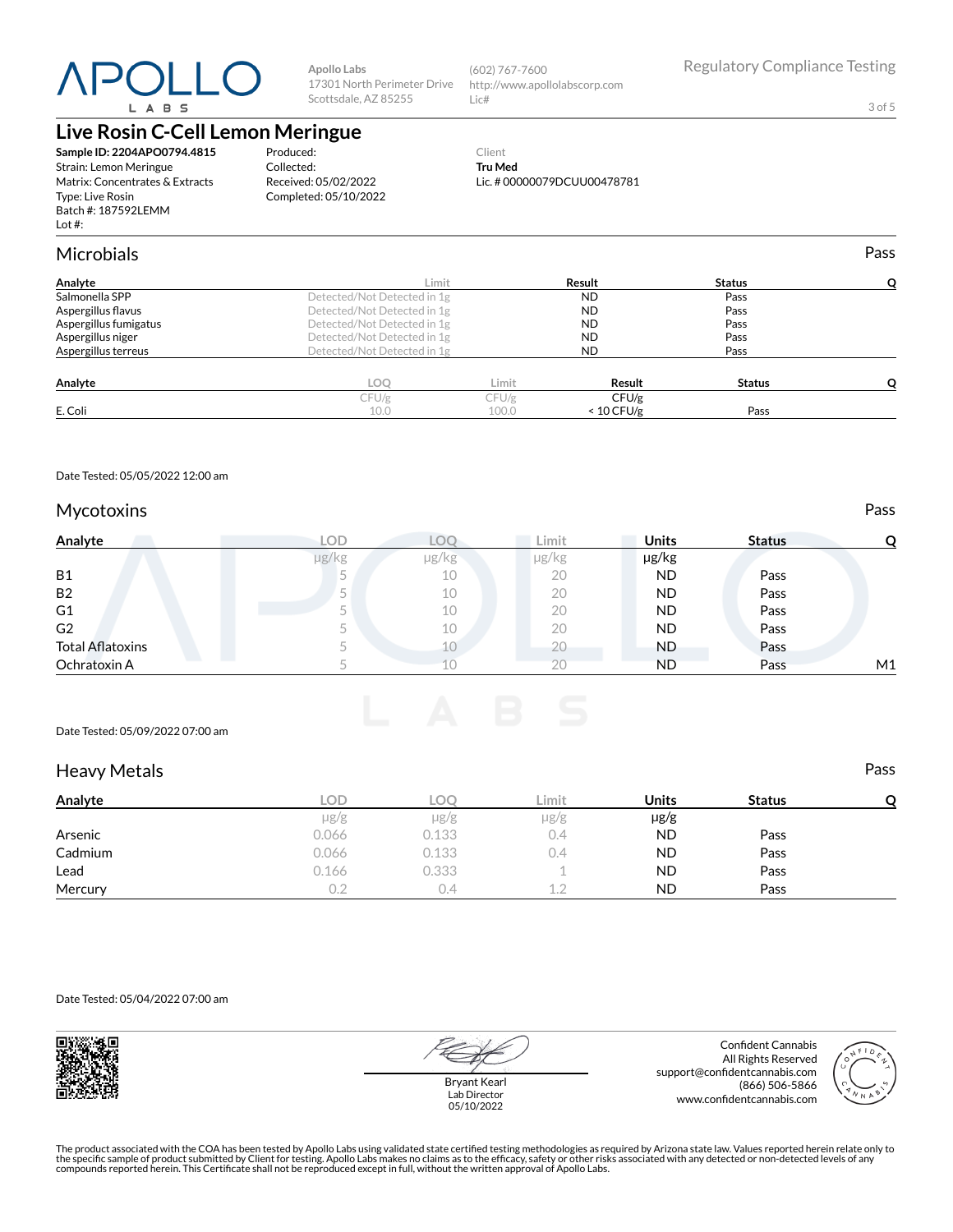APOLLO LABS

Apollo Labs
17301 North Perimeter Drive
Scottsdale, AZ 85255

(602) 767-7600
http://www.apollolabscorp.com
Lic#

Regulatory Compliance Testing

# Live Rosin C-Cell Lemon Meringue

**Sample ID: 2204APO0794.4815**
Strain: Lemon Meringue
Matrix: Concentrates & Extracts
Type: Live Rosin
Batch #: 187592LEMM
Lot #:

Produced:
Collected:
Received: 05/02/2022
Completed: 05/10/2022

Client
**Tru Med**
Lic. # 00000079DCUU00478781

## Microbials

Pass

| Analyte | Limit | Result | Status | Q |
|---|---|---|---|---|
| Salmonella SPP | Detected/Not Detected in 1g | ND | Pass | |
| Aspergillus flavus | Detected/Not Detected in 1g | ND | Pass | |
| Aspergillus fumigatus | Detected/Not Detected in 1g | ND | Pass | |
| Aspergillus niger | Detected/Not Detected in 1g | ND | Pass | |
| Aspergillus terreus | Detected/Not Detected in 1g | ND | Pass | |

| Analyte | LOQ | Limit | Result | Status | Q |
|---|---|---|---|---|---|
| | CFU/g | CFU/g | CFU/g | | |
| E. Coli | 10.0 | 100.0 | < 10 CFU/g | Pass | |

Date Tested: 05/05/2022 12:00 am

## Mycotoxins

Pass

| Analyte | LOD | LOQ | Limit | Units | Status | Q |
|---|---|---|---|---|---|---|
| | µg/kg | µg/kg | µg/kg | µg/kg | | |
| B1 | 5 | 10 | 20 | ND | Pass | |
| B2 | 5 | 10 | 20 | ND | Pass | |
| G1 | 5 | 10 | 20 | ND | Pass | |
| G2 | 5 | 10 | 20 | ND | Pass | |
| Total Aflatoxins | 5 | 10 | 20 | ND | Pass | |
| Ochratoxin A | 5 | 10 | 20 | ND | Pass | M1 |

Date Tested: 05/09/2022 07:00 am

## Heavy Metals

Pass

| Analyte | LOD | LOQ | Limit | Units | Status | Q |
|---|---|---|---|---|---|---|
| | µg/g | µg/g | µg/g | µg/g | | |
| Arsenic | 0.066 | 0.133 | 0.4 | ND | Pass | |
| Cadmium | 0.066 | 0.133 | 0.4 | ND | Pass | |
| Lead | 0.166 | 0.333 | 1 | ND | Pass | |
| Mercury | 0.2 | 0.4 | 1.2 | ND | Pass | |

Date Tested: 05/04/2022 07:00 am

Bryant Kearl
Lab Director
05/10/2022

Confident Cannabis
All Rights Reserved
support@confidentcannabis.com
(866) 506-5866
www.confidentcannabis.com

The product associated with the COA has been tested by Apollo Labs using validated state certified testing methodologies as required by Arizona state law. Values reported herein relate only to the specific sample of product submitted by Client for testing. Apollo Labs makes no claims as to the efficacy, safety or other risks associated with any detected or non-detected levels of any compounds reported herein. This Certificate shall not be reproduced except in full, without the written approval of Apollo Labs.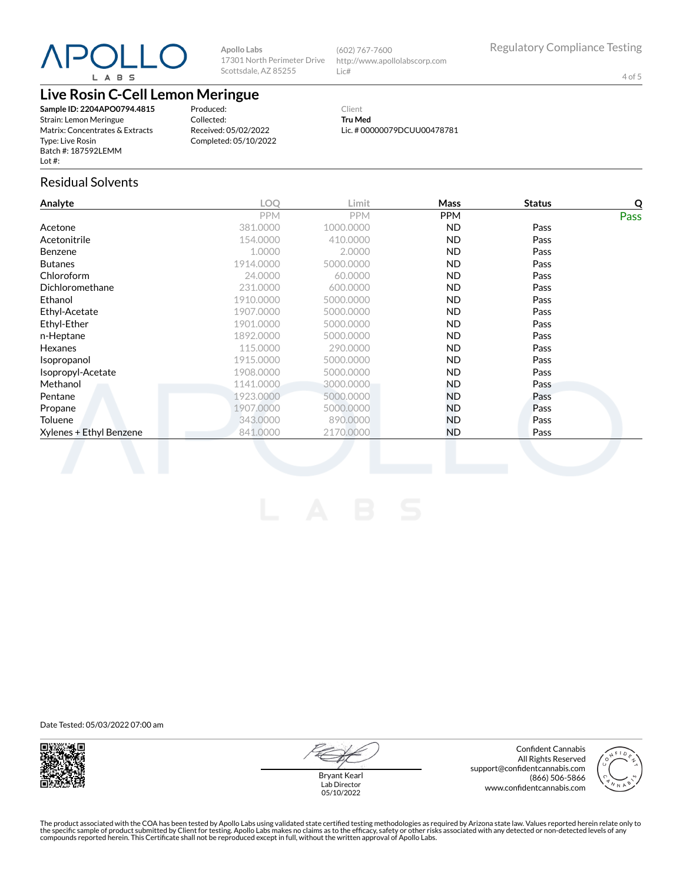Apollo Labs
17301 North Perimeter Drive
Scottsdale, AZ 85255

(602) 767-7600
http://www.apollolabscorp.com
Lic#

Regulatory Compliance Testing

# Live Rosin C-Cell Lemon Meringue

**Sample ID: 2204APO0794.4815**
Strain: Lemon Meringue
Matrix: Concentrates & Extracts
Type: Live Rosin
Batch #: 187592LEMM
Lot #:

Produced:
Collected:
Received: 05/02/2022
Completed: 05/10/2022

Client
**Tru Med**
Lic. # 00000079DCUU00478781

## Residual Solvents

| Analyte | LOQ | Limit | Mass | Status | Q |
|---|---|---|---|---|---|
| | PPM | PPM | PPM | | Pass |
| Acetone | 381.0000 | 1000.0000 | ND | Pass | |
| Acetonitrile | 154.0000 | 410.0000 | ND | Pass | |
| Benzene | 1.0000 | 2.0000 | ND | Pass | |
| Butanes | 1914.0000 | 5000.0000 | ND | Pass | |
| Chloroform | 24.0000 | 60.0000 | ND | Pass | |
| Dichloromethane | 231.0000 | 600.0000 | ND | Pass | |
| Ethanol | 1910.0000 | 5000.0000 | ND | Pass | |
| Ethyl-Acetate | 1907.0000 | 5000.0000 | ND | Pass | |
| Ethyl-Ether | 1901.0000 | 5000.0000 | ND | Pass | |
| n-Heptane | 1892.0000 | 5000.0000 | ND | Pass | |
| Hexanes | 115.0000 | 290.0000 | ND | Pass | |
| Isopropanol | 1915.0000 | 5000.0000 | ND | Pass | |
| Isopropyl-Acetate | 1908.0000 | 5000.0000 | ND | Pass | |
| Methanol | 1141.0000 | 3000.0000 | ND | Pass | |
| Pentane | 1923.0000 | 5000.0000 | ND | Pass | |
| Propane | 1907.0000 | 5000.0000 | ND | Pass | |
| Toluene | 343.0000 | 890.0000 | ND | Pass | |
| Xylenes + Ethyl Benzene | 841.0000 | 2170.0000 | ND | Pass | |

Date Tested: 05/03/2022 07:00 am

Bryant Kearl
Lab Director
05/10/2022

Confident Cannabis
All Rights Reserved
support@confidentcannabis.com
(866) 506-5866
www.confidentcannabis.com

The product associated with the COA has been tested by Apollo Labs using validated state certified testing methodologies as required by Arizona state law. Values reported herein relate only to the specific sample of product submitted by Client for testing. Apollo Labs makes no claims as to the efficacy, safety or other risks associated with any detected or non-detected levels of any compounds reported herein. This Certificate shall not be reproduced except in full, without the written approval of Apollo Labs.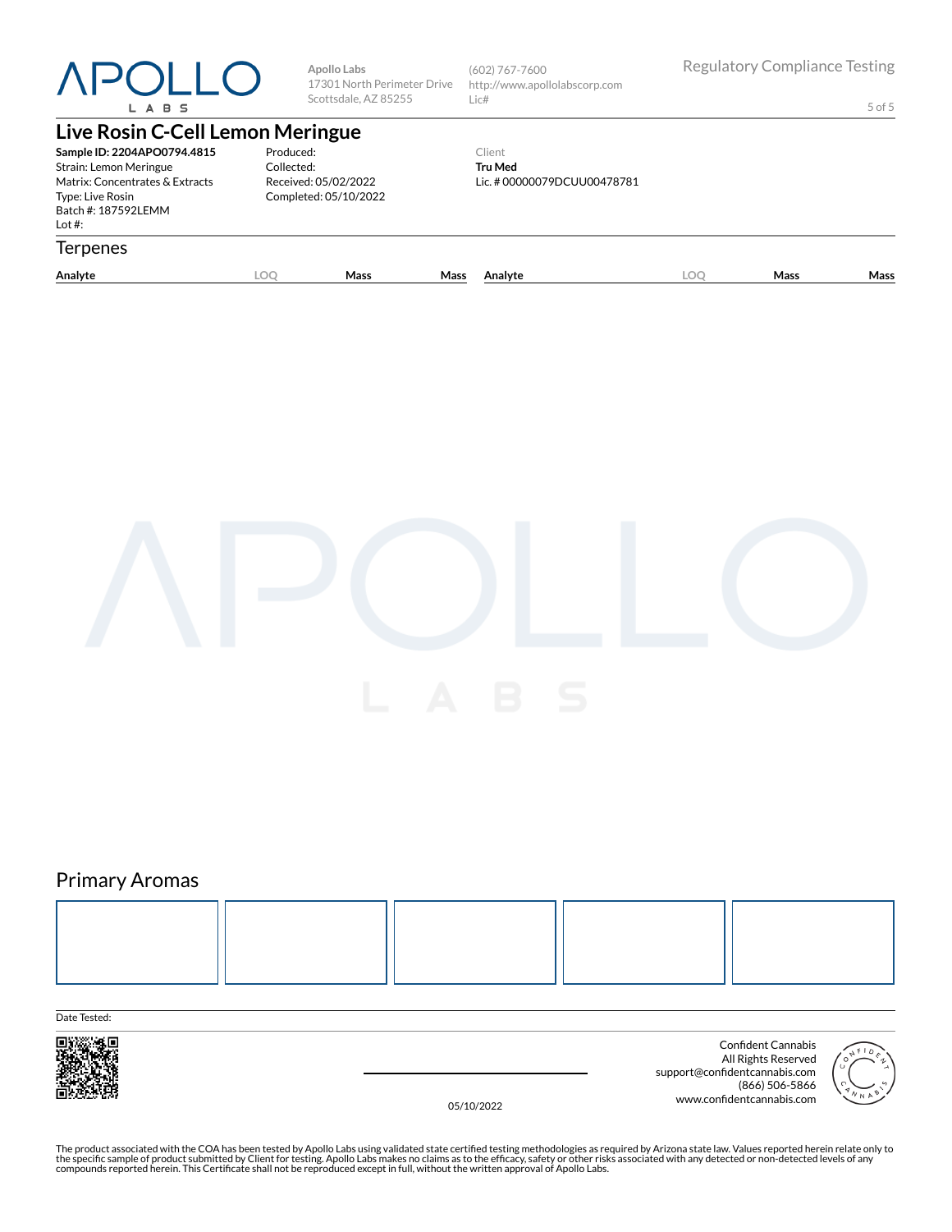Apollo Labs
17301 North Perimeter Drive
Scottsdale, AZ 85255

(602) 767-7600
http://www.apollolabscorp.com
Lic#

Regulatory Compliance Testing

## Live Rosin C-Cell Lemon Meringue

**Sample ID: 2204APO0794.4815**
Strain: Lemon Meringue
Matrix: Concentrates & Extracts
Type: Live Rosin
Batch #: 187592LEMM
Lot #:

Produced:
Collected:
Received: 05/02/2022
Completed: 05/10/2022

Client
**Tru Med**
Lic. # 00000079DCUU00478781

## Terpenes

| Analyte | LOQ | Mass | Mass | Analyte | LOQ | Mass | Mass |
|---|---|---|---|---|---|---|---|

## Primary Aromas

Date Tested:

05/10/2022

Confident Cannabis
All Rights Reserved
support@confidentcannabis.com
(866) 506-5866
www.confidentcannabis.com

The product associated with the COA has been tested by Apollo Labs using validated state certified testing methodologies as required by Arizona state law. Values reported herein relate only to the specific sample of product submitted by Client for testing. Apollo Labs makes no claims as to the efficacy, safety or other risks associated with any detected or non-detected levels of any compounds reported herein. This Certificate shall not be reproduced except in full, without the written approval of Apollo Labs.